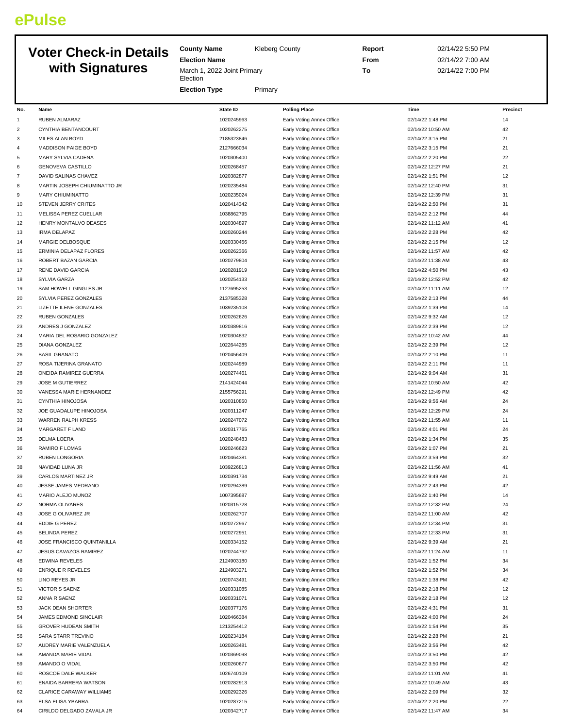ePulse

# Voter Check-in Details with Signatures

**County Name** Kleberg County

**Election Name** March 1, 2022 Joint Primary Election

**Election Type** Primary

**Report** 02/14/22 5:50 PM

**From** 02/14/22 7:00 AM

**To** 02/14/22 7:00 PM

| No. | Name | State ID | Polling Place | Time | Precinct |
|---|---|---|---|---|---|
| 1 | RUBEN ALMARAZ | 1020245963 | Early Voting Annex Office | 02/14/22 1:48 PM | 14 |
| 2 | CYNTHIA BENTANCOURT | 1020262275 | Early Voting Annex Office | 02/14/22 10:50 AM | 42 |
| 3 | MILES ALAN BOYD | 2185323846 | Early Voting Annex Office | 02/14/22 3:15 PM | 21 |
| 4 | MADDISON PAIGE BOYD | 2127666034 | Early Voting Annex Office | 02/14/22 3:15 PM | 21 |
| 5 | MARY SYLVIA CADENA | 1020305400 | Early Voting Annex Office | 02/14/22 2:20 PM | 22 |
| 6 | GENOVEVA CASTILLO | 1020268457 | Early Voting Annex Office | 02/14/22 12:27 PM | 21 |
| 7 | DAVID SALINAS CHAVEZ | 1020382877 | Early Voting Annex Office | 02/14/22 1:51 PM | 12 |
| 8 | MARTIN JOSEPH CHIUMINATTO JR | 1020235484 | Early Voting Annex Office | 02/14/22 12:40 PM | 31 |
| 9 | MARY CHIUMINATTO | 1020235024 | Early Voting Annex Office | 02/14/22 12:39 PM | 31 |
| 10 | STEVEN JERRY CRITES | 1020414342 | Early Voting Annex Office | 02/14/22 2:50 PM | 31 |
| 11 | MELISSA PEREZ CUELLAR | 1038862795 | Early Voting Annex Office | 02/14/22 2:12 PM | 44 |
| 12 | HENRY MONTALVO DEASES | 1020304897 | Early Voting Annex Office | 02/14/22 11:12 AM | 41 |
| 13 | IRMA DELAPAZ | 1020260244 | Early Voting Annex Office | 02/14/22 2:28 PM | 42 |
| 14 | MARGIE DELBOSQUE | 1020330456 | Early Voting Annex Office | 02/14/22 2:15 PM | 12 |
| 15 | ERMINIA DELAPAZ FLORES | 1020262366 | Early Voting Annex Office | 02/14/22 11:57 AM | 42 |
| 16 | ROBERT BAZAN GARCIA | 1020279804 | Early Voting Annex Office | 02/14/22 11:38 AM | 43 |
| 17 | RENE DAVID GARCIA | 1020281919 | Early Voting Annex Office | 02/14/22 4:50 PM | 43 |
| 18 | SYLVIA GARZA | 1020254133 | Early Voting Annex Office | 02/14/22 12:52 PM | 42 |
| 19 | SAM HOWELL GINGLES JR | 1127695253 | Early Voting Annex Office | 02/14/22 11:11 AM | 12 |
| 20 | SYLVIA PEREZ GONZALES | 2137585328 | Early Voting Annex Office | 02/14/22 2:13 PM | 44 |
| 21 | LIZETTE ILENE GONZALES | 1039235108 | Early Voting Annex Office | 02/14/22 1:39 PM | 14 |
| 22 | RUBEN GONZALES | 1020262626 | Early Voting Annex Office | 02/14/22 9:32 AM | 12 |
| 23 | ANDRES J GONZALEZ | 1020389816 | Early Voting Annex Office | 02/14/22 2:39 PM | 12 |
| 24 | MARIA DEL ROSARIO GONZALEZ | 1020304832 | Early Voting Annex Office | 02/14/22 10:42 AM | 44 |
| 25 | DIANA GONZALEZ | 1022644285 | Early Voting Annex Office | 02/14/22 2:39 PM | 12 |
| 26 | BASIL GRANATO | 1020456409 | Early Voting Annex Office | 02/14/22 2:10 PM | 11 |
| 27 | ROSA TIJERINA GRANATO | 1020244989 | Early Voting Annex Office | 02/14/22 2:11 PM | 11 |
| 28 | ONEIDA RAMIREZ GUERRA | 1020274461 | Early Voting Annex Office | 02/14/22 9:04 AM | 31 |
| 29 | JOSE M GUTIERREZ | 2141424044 | Early Voting Annex Office | 02/14/22 10:50 AM | 42 |
| 30 | VANESSA MARIE HERNANDEZ | 2155756291 | Early Voting Annex Office | 02/14/22 12:49 PM | 42 |
| 31 | CYNTHIA HINOJOSA | 1020310850 | Early Voting Annex Office | 02/14/22 9:56 AM | 24 |
| 32 | JOE GUADALUPE HINOJOSA | 1020311247 | Early Voting Annex Office | 02/14/22 12:29 PM | 24 |
| 33 | WARREN RALPH KRESS | 1020247072 | Early Voting Annex Office | 02/14/22 11:55 AM | 11 |
| 34 | MARGARET F LAND | 1020317765 | Early Voting Annex Office | 02/14/22 4:01 PM | 24 |
| 35 | DELMA LOERA | 1020248483 | Early Voting Annex Office | 02/14/22 1:34 PM | 35 |
| 36 | RAMIRO F LOMAS | 1020246623 | Early Voting Annex Office | 02/14/22 1:07 PM | 21 |
| 37 | RUBEN LONGORIA | 1020464381 | Early Voting Annex Office | 02/14/22 3:59 PM | 32 |
| 38 | NAVIDAD LUNA JR | 1039226813 | Early Voting Annex Office | 02/14/22 11:56 AM | 41 |
| 39 | CARLOS MARTINEZ JR | 1020391734 | Early Voting Annex Office | 02/14/22 9:49 AM | 21 |
| 40 | JESSE JAMES MEDRANO | 1020294389 | Early Voting Annex Office | 02/14/22 2:43 PM | 42 |
| 41 | MARIO ALEJO MUNOZ | 1007395687 | Early Voting Annex Office | 02/14/22 1:40 PM | 14 |
| 42 | NORMA OLIVARES | 1020315728 | Early Voting Annex Office | 02/14/22 12:32 PM | 24 |
| 43 | JOSE G OLIVAREZ JR | 1020262707 | Early Voting Annex Office | 02/14/22 11:00 AM | 42 |
| 44 | EDDIE G PEREZ | 1020272967 | Early Voting Annex Office | 02/14/22 12:34 PM | 31 |
| 45 | BELINDA PEREZ | 1020272951 | Early Voting Annex Office | 02/14/22 12:33 PM | 31 |
| 46 | JOSE FRANCISCO QUINTANILLA | 1020334152 | Early Voting Annex Office | 02/14/22 9:39 AM | 21 |
| 47 | JESUS CAVAZOS RAMIREZ | 1020244792 | Early Voting Annex Office | 02/14/22 11:24 AM | 11 |
| 48 | EDWINA REVELES | 2124903180 | Early Voting Annex Office | 02/14/22 1:52 PM | 34 |
| 49 | ENRIQUE R REVELES | 2124903271 | Early Voting Annex Office | 02/14/22 1:52 PM | 34 |
| 50 | LINO REYES JR | 1020743491 | Early Voting Annex Office | 02/14/22 1:38 PM | 42 |
| 51 | VICTOR S SAENZ | 1020331085 | Early Voting Annex Office | 02/14/22 2:18 PM | 12 |
| 52 | ANNA R SAENZ | 1020331071 | Early Voting Annex Office | 02/14/22 2:18 PM | 12 |
| 53 | JACK DEAN SHORTER | 1020377176 | Early Voting Annex Office | 02/14/22 4:31 PM | 31 |
| 54 | JAMES EDMOND SINCLAIR | 1020466384 | Early Voting Annex Office | 02/14/22 4:00 PM | 24 |
| 55 | GROVER HUDEAN SMITH | 1213254412 | Early Voting Annex Office | 02/14/22 1:54 PM | 35 |
| 56 | SARA STARR TREVINO | 1020234184 | Early Voting Annex Office | 02/14/22 2:28 PM | 21 |
| 57 | AUDREY MARIE VALENZUELA | 1020263481 | Early Voting Annex Office | 02/14/22 3:56 PM | 42 |
| 58 | AMANDA MARIE VIDAL | 1020369098 | Early Voting Annex Office | 02/14/22 3:50 PM | 42 |
| 59 | AMANDO O VIDAL | 1020260677 | Early Voting Annex Office | 02/14/22 3:50 PM | 42 |
| 60 | ROSCOE DALE WALKER | 1026740109 | Early Voting Annex Office | 02/14/22 11:01 AM | 41 |
| 61 | ENAIDA BARRERA WATSON | 1020282913 | Early Voting Annex Office | 02/14/22 10:49 AM | 43 |
| 62 | CLARICE CARAWAY WILLIAMS | 1020292326 | Early Voting Annex Office | 02/14/22 2:09 PM | 32 |
| 63 | ELSA ELISA YBARRA | 1020287215 | Early Voting Annex Office | 02/14/22 2:20 PM | 22 |
| 64 | CIRILDO DELGADO ZAVALA JR | 1020342717 | Early Voting Annex Office | 02/14/22 11:47 AM | 34 |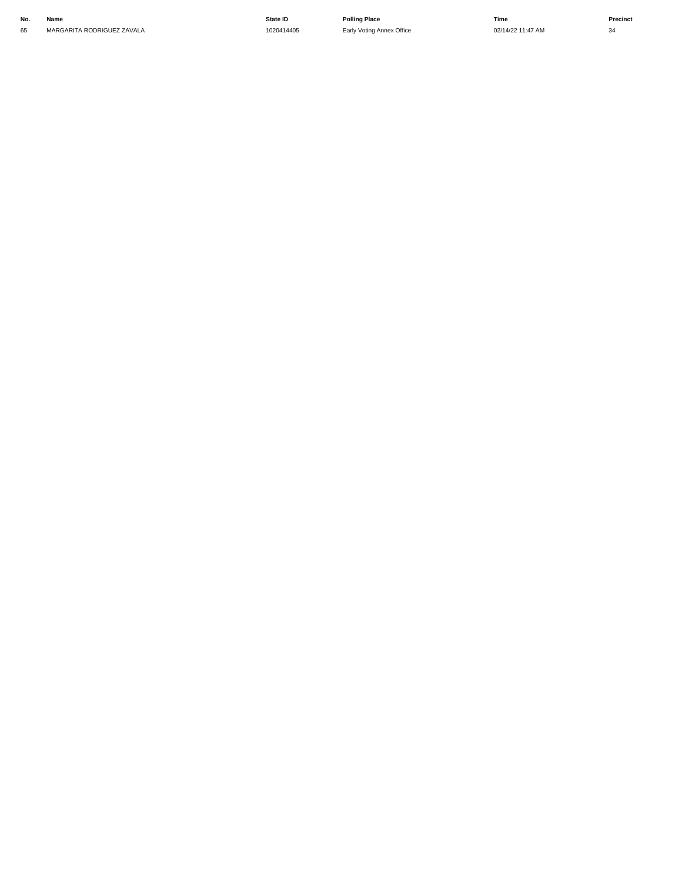| No. | Name | State ID | Polling Place | Time | Precinct |
|---|---|---|---|---|---|
| 65 | MARGARITA RODRIGUEZ ZAVALA | 1020414405 | Early Voting Annex Office | 02/14/22 11:47 AM | 34 |